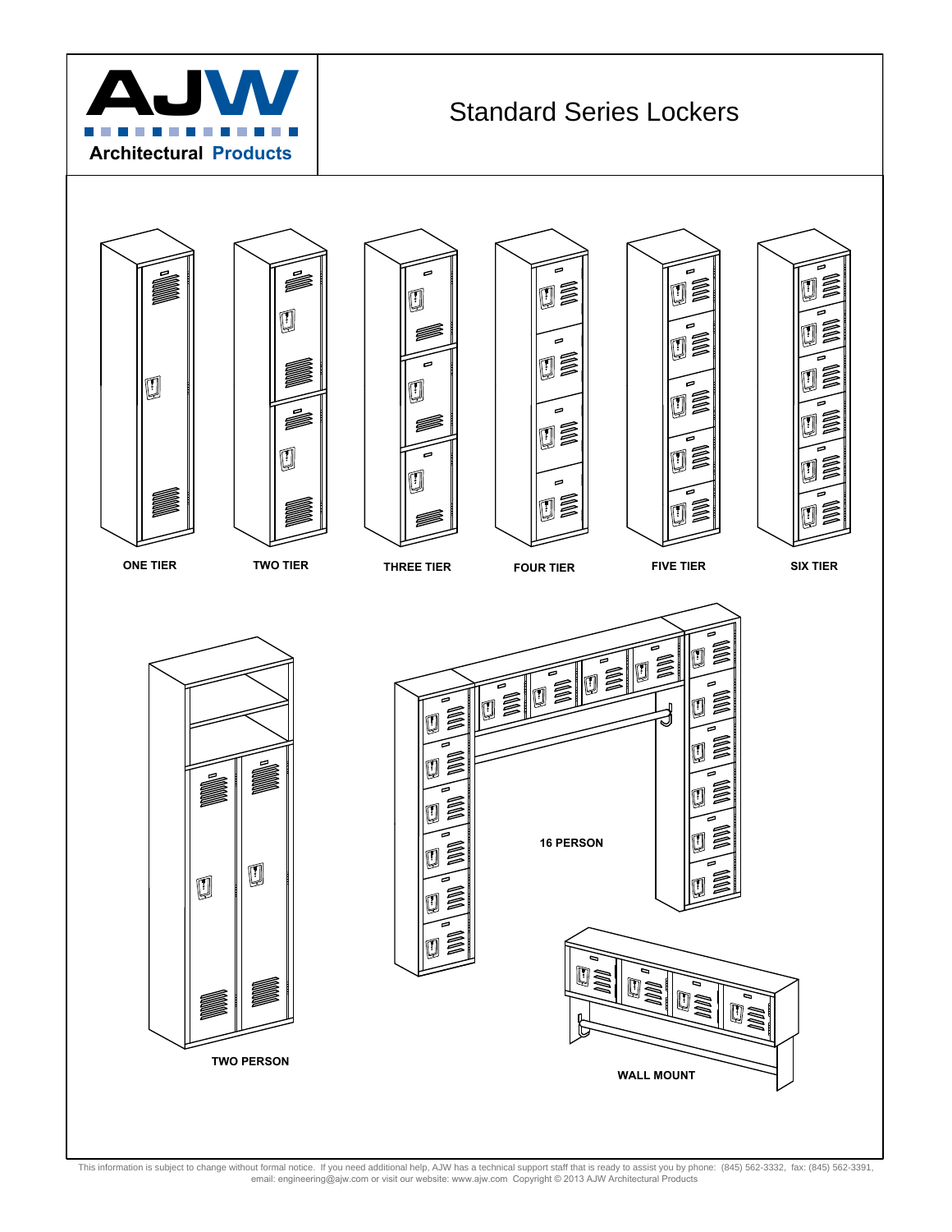AJW

Architectural Products

# Standard Series Lockers

ONE TIER

TWO TIER

THREE TIER

FOUR TIER

FIVE TIER

SIX TIER

TWO PERSON

16 PERSON

WALL MOUNT

This information is subject to change without formal notice. If you need additional help, AJW has a technical support staff that is ready to assist you by phone: (845) 562-3332, fax: (845) 562-3391, email: engineering@ajw.com or visit our website: www.ajw.com Copyright © 2013 AJW Architectural Products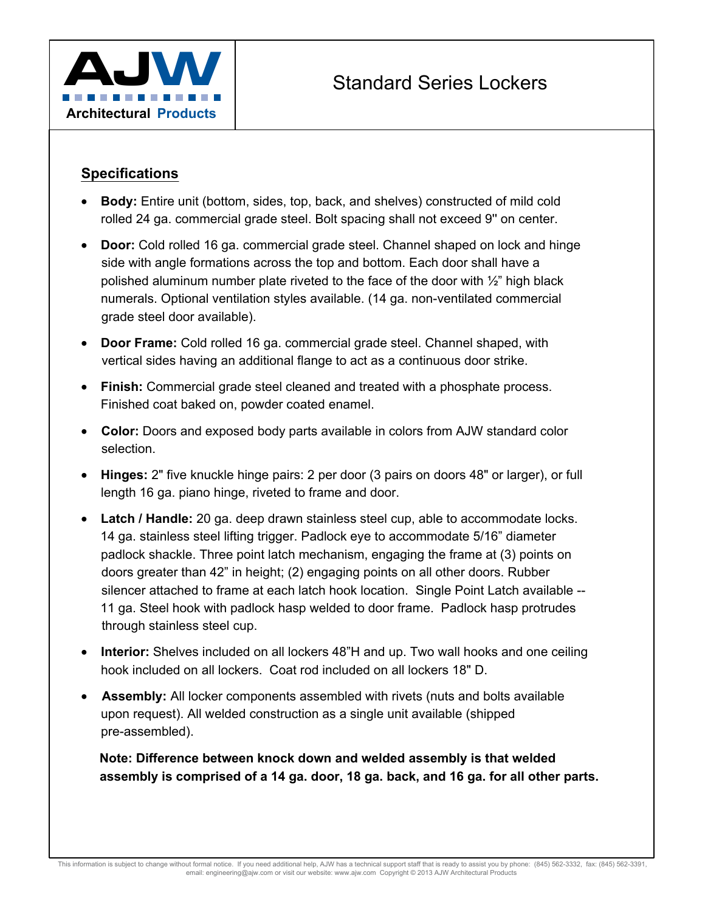AJW Architectural Products

# Standard Series Lockers

## Specifications

- **Body:** Entire unit (bottom, sides, top, back, and shelves) constructed of mild cold rolled 24 ga. commercial grade steel. Bolt spacing shall not exceed 9'' on center.
- **Door:** Cold rolled 16 ga. commercial grade steel. Channel shaped on lock and hinge side with angle formations across the top and bottom. Each door shall have a polished aluminum number plate riveted to the face of the door with ½" high black numerals. Optional ventilation styles available. (14 ga. non-ventilated commercial grade steel door available).
- **Door Frame:** Cold rolled 16 ga. commercial grade steel. Channel shaped, with vertical sides having an additional flange to act as a continuous door strike.
- **Finish:** Commercial grade steel cleaned and treated with a phosphate process. Finished coat baked on, powder coated enamel.
- **Color:** Doors and exposed body parts available in colors from AJW standard color selection.
- **Hinges:** 2" five knuckle hinge pairs: 2 per door (3 pairs on doors 48" or larger), or full length 16 ga. piano hinge, riveted to frame and door.
- **Latch / Handle:** 20 ga. deep drawn stainless steel cup, able to accommodate locks. 14 ga. stainless steel lifting trigger. Padlock eye to accommodate 5/16" diameter padlock shackle. Three point latch mechanism, engaging the frame at (3) points on doors greater than 42" in height; (2) engaging points on all other doors. Rubber silencer attached to frame at each latch hook location. Single Point Latch available -- 11 ga. Steel hook with padlock hasp welded to door frame. Padlock hasp protrudes through stainless steel cup.
- **Interior:** Shelves included on all lockers 48"H and up. Two wall hooks and one ceiling hook included on all lockers. Coat rod included on all lockers 18" D.
- **Assembly:** All locker components assembled with rivets (nuts and bolts available upon request). All welded construction as a single unit available (shipped pre-assembled).

**Note: Difference between knock down and welded assembly is that welded assembly is comprised of a 14 ga. door, 18 ga. back, and 16 ga. for all other parts.**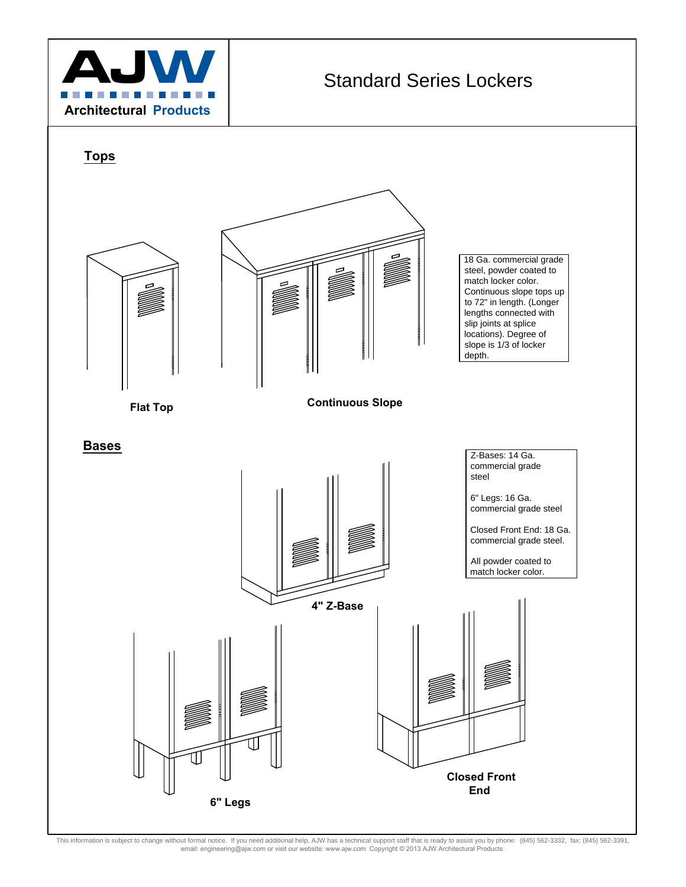AJW Architectural Products

# Standard Series Lockers

## Tops

Flat Top

Continuous Slope

18 Ga. commercial grade steel, powder coated to match locker color. Continuous slope tops up to 72" in length. (Longer lengths connected with slip joints at splice locations). Degree of slope is 1/3 of locker depth.

## Bases

Z-Bases: 14 Ga. commercial grade steel

6" Legs: 16 Ga. commercial grade steel

Closed Front End: 18 Ga. commercial grade steel.

All powder coated to match locker color.

4" Z-Base

6" Legs

Closed Front End

This information is subject to change without formal notice. If you need additional help, AJW has a technical support staff that is ready to assist you by phone: (845) 562-3332, fax: (845) 562-3391, email: engineering@ajw.com or visit our website: www.ajw.com Copyright © 2013 AJW Architectural Products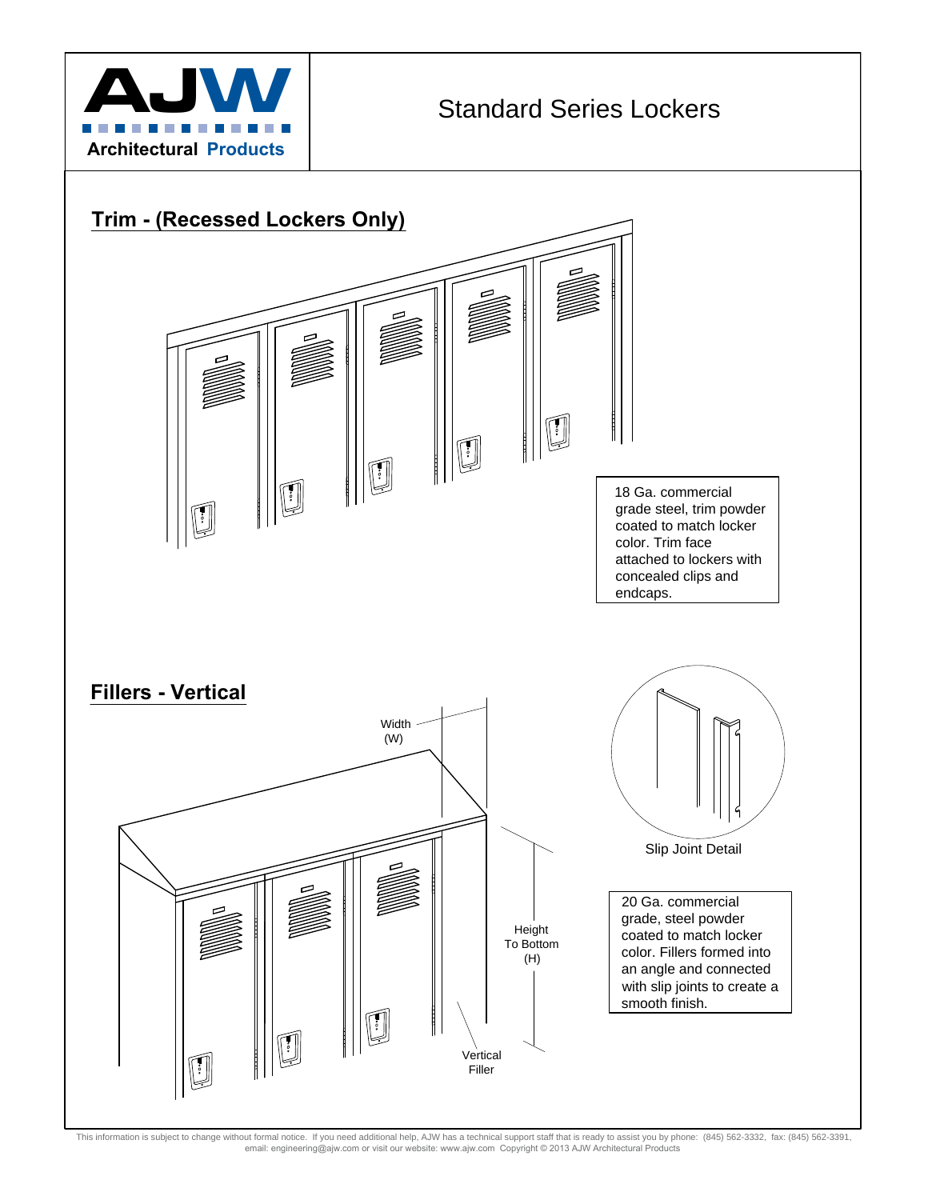# Standard Series Lockers

## Trim - (Recessed Lockers Only)

18 Ga. commercial grade steel, trim powder coated to match locker color. Trim face attached to lockers with concealed clips and endcaps.

## Fillers - Vertical

Width (W)

Height To Bottom (H)

Vertical Filler

Slip Joint Detail

20 Ga. commercial grade, steel powder coated to match locker color. Fillers formed into an angle and connected with slip joints to create a smooth finish.

This information is subject to change without formal notice. If you need additional help, AJW has a technical support staff that is ready to assist you by phone: (845) 562-3332, fax: (845) 562-3391, email: engineering@ajw.com or visit our website: www.ajw.com Copyright © 2013 AJW Architectural Products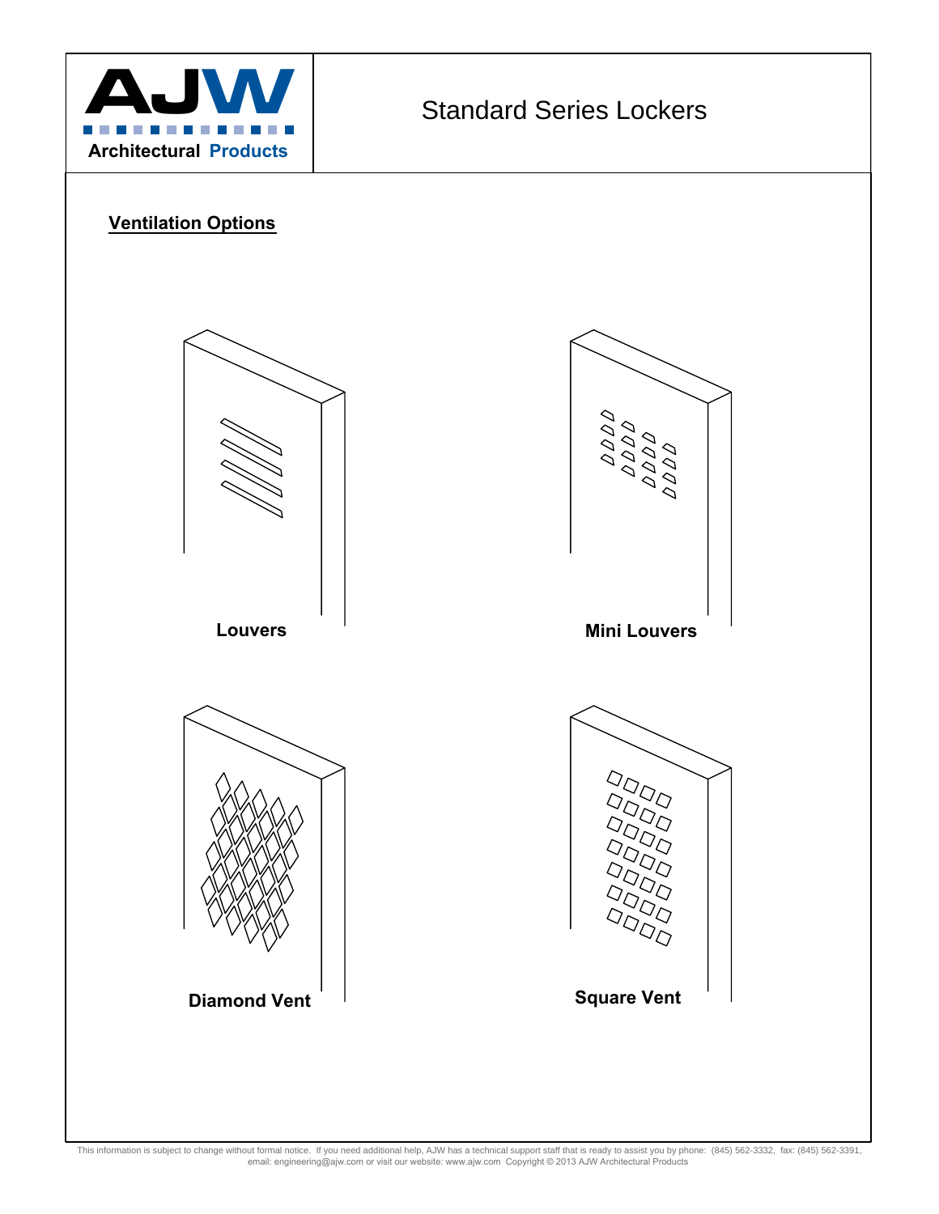AJW Architectural Products

# Standard Series Lockers

## Ventilation Options

**Louvers**

**Mini Louvers**

**Diamond Vent**

**Square Vent**

This information is subject to change without formal notice. If you need additional help, AJW has a technical support staff that is ready to assist you by phone: (845) 562-3332, fax: (845) 562-3391, email: engineering@ajw.com or visit our website: www.ajw.com Copyright © 2013 AJW Architectural Products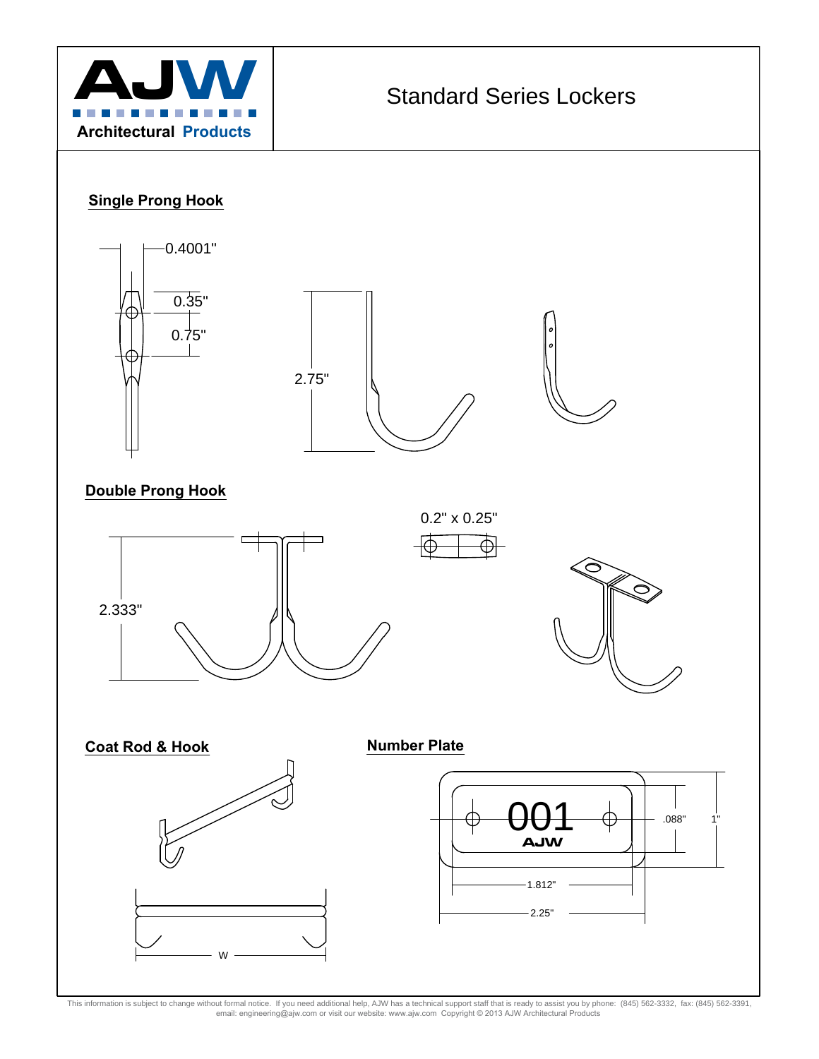AJW Architectural Products

# Standard Series Lockers

## Single Prong Hook

0.4001"

0.35"

0.75"

2.75"

## Double Prong Hook

0.2" x 0.25"

2.333"

## Coat Rod & Hook

W

## Number Plate

001

AJW

.088"

1"

1.812"

2.25"

This information is subject to change without formal notice. If you need additional help, AJW has a technical support staff that is ready to assist you by phone: (845) 562-3332, fax: (845) 562-3391, email: engineering@ajw.com or visit our website: www.ajw.com Copyright © 2013 AJW Architectural Products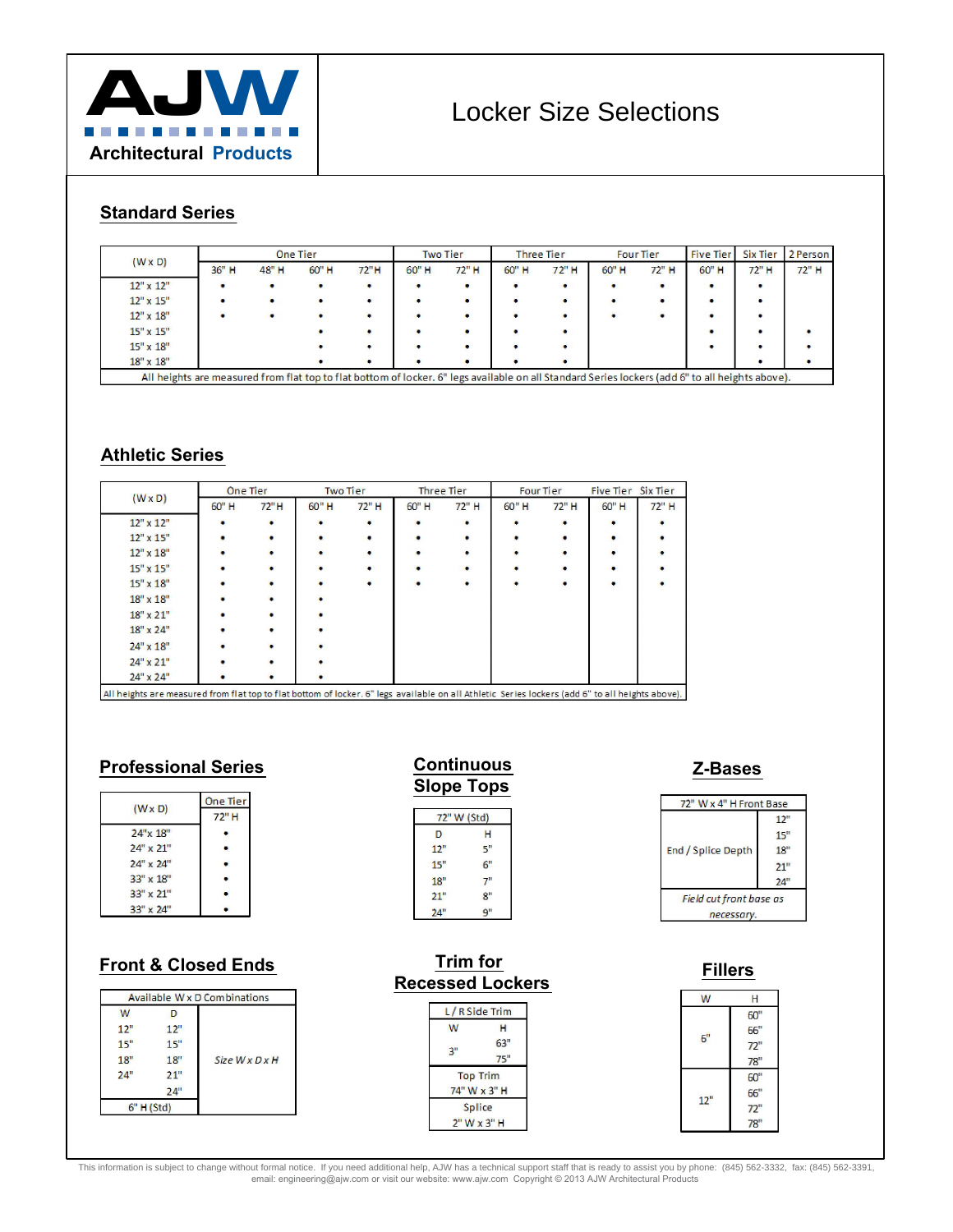**AJW Architectural Products**

# Locker Size Selections

## Standard Series

| (W x D) | One Tier | | | | Two Tier | | Three Tier | | Four Tier | | Five Tier | Six Tier | 2 Person |
|---|---|---|---|---|---|---|---|---|---|---|---|---|---|
| | 36" H | 48" H | 60" H | 72" H | 60" H | 72" H | 60" H | 72" H | 60" H | 72" H | 60" H | 72" H | 72" H |
| 12" x 12" | • | • | • | • | • | • | • | • | • | • | • | • | |
| 12" x 15" | • | • | • | • | • | • | • | • | • | • | • | • | |
| 12" x 18" | • | • | • | • | • | • | • | • | • | • | • | • | |
| 15" x 15" | | | • | • | • | • | • | • | | | • | • | • |
| 15" x 18" | | | • | • | • | • | • | • | | | • | • | • |
| 18" x 18" | | | • | • | • | • | • | • | | | | • | • |

All heights are measured from flat top to flat bottom of locker. 6" legs available on all Standard Series lockers (add 6" to all heights above).

## Athletic Series

| (W x D) | One Tier | | Two Tier | | Three Tier | | Four Tier | | Five Tier | Six Tier |
|---|---|---|---|---|---|---|---|---|---|---|
| | 60" H | 72" H | 60" H | 72" H | 60" H | 72" H | 60" H | 72" H | 60" H | 72" H |
| 12" x 12" | • | • | • | • | • | • | • | • | • | • |
| 12" x 15" | • | • | • | • | • | • | • | • | • | • |
| 12" x 18" | • | • | • | • | • | • | • | • | • | • |
| 15" x 15" | • | • | • | • | • | • | • | • | • | • |
| 15" x 18" | • | • | • | • | • | • | • | • | • | • |
| 18" x 18" | • | • | • | | | | | | | |
| 18" x 21" | • | • | • | | | | | | | |
| 18" x 24" | • | • | • | | | | | | | |
| 24" x 18" | • | • | • | | | | | | | |
| 24" x 21" | • | • | • | | | | | | | |
| 24" x 24" | • | • | • | | | | | | | |

All heights are measured from flat top to flat bottom of locker. 6" legs available on all Athletic Series lockers (add 6" to all heights above).

## Professional Series

| (W x D) | One Tier |
|---|---|
| | 72" H |
| 24" x 18" | • |
| 24" x 21" | • |
| 24" x 24" | • |
| 33" x 18" | • |
| 33" x 21" | • |
| 33" x 24" | • |

## Continuous Slope Tops

| 72" W (Std) | |
|---|---|
| D | H |
| 12" | 5" |
| 15" | 6" |
| 18" | 7" |
| 21" | 8" |
| 24" | 9" |

## Z-Bases

| 72" W x 4" H Front Base | |
|---|---|
| End / Splice Depth | 12" |
| | 15" |
| | 18" |
| | 21" |
| | 24" |
| *Field cut front base as necessary.* | |

## Front & Closed Ends

| Available W x D Combinations | | |
|---|---|---|
| W | D | |
| 12" | 12" | *Size W x D x H* |
| 15" | 15" | |
| 18" | 18" | |
| 24" | 21" | |
| | 24" | |
| 6" H (Std) | | |

## Trim for Recessed Lockers

| L / R Side Trim | |
|---|---|
| W | H |
| 3" | 63" |
| | 75" |
| Top Trim | |
| 74" W x 3" H | |
| Splice | |
| 2" W x 3" H | |

## Fillers

| W | H |
|---|---|
| 6" | 60" |
| | 66" |
| | 72" |
| | 78" |
| 12" | 60" |
| | 66" |
| | 72" |
| | 78" |